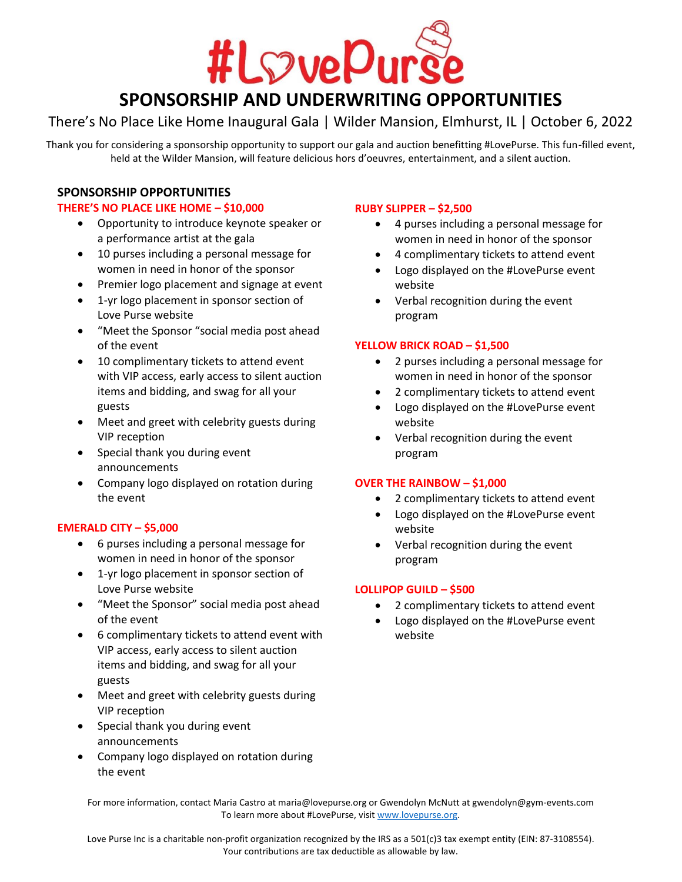# #LovePurse

## SPONSORSHIP AND UNDERWRITING OPPORTUNITIES

There's No Place Like Home Inaugural Gala | Wilder Mansion, Elmhurst, IL | October 6, 2022

Thank you for considering a sponsorship opportunity to support our gala and auction benefitting #LovePurse. This fun-filled event, held at the Wilder Mansion, will feature delicious hors d'oeuvres, entertainment, and a silent auction.

### SPONSORSHIP OPPORTUNITIES

**THERE'S NO PLACE LIKE HOME – $10,000**

- Opportunity to introduce keynote speaker or a performance artist at the gala
- 10 purses including a personal message for women in need in honor of the sponsor
- Premier logo placement and signage at event
- 1-yr logo placement in sponsor section of Love Purse website
- "Meet the Sponsor "social media post ahead of the event
- 10 complimentary tickets to attend event with VIP access, early access to silent auction items and bidding, and swag for all your guests
- Meet and greet with celebrity guests during VIP reception
- Special thank you during event announcements
- Company logo displayed on rotation during the event

**EMERALD CITY – $5,000**

- 6 purses including a personal message for women in need in honor of the sponsor
- 1-yr logo placement in sponsor section of Love Purse website
- "Meet the Sponsor" social media post ahead of the event
- 6 complimentary tickets to attend event with VIP access, early access to silent auction items and bidding, and swag for all your guests
- Meet and greet with celebrity guests during VIP reception
- Special thank you during event announcements
- Company logo displayed on rotation during the event

**RUBY SLIPPER – $2,500**

- 4 purses including a personal message for women in need in honor of the sponsor
- 4 complimentary tickets to attend event
- Logo displayed on the #LovePurse event website
- Verbal recognition during the event program

**YELLOW BRICK ROAD – $1,500**

- 2 purses including a personal message for women in need in honor of the sponsor
- 2 complimentary tickets to attend event
- Logo displayed on the #LovePurse event website
- Verbal recognition during the event program

**OVER THE RAINBOW – $1,000**

- 2 complimentary tickets to attend event
- Logo displayed on the #LovePurse event website
- Verbal recognition during the event program

**LOLLIPOP GUILD – $500**

- 2 complimentary tickets to attend event
- Logo displayed on the #LovePurse event website

For more information, contact Maria Castro at maria@lovepurse.org or Gwendolyn McNutt at gwendolyn@gym-events.com
To learn more about #LovePurse, visit [www.lovepurse.org](http://www.lovepurse.org).

Love Purse Inc is a charitable non-profit organization recognized by the IRS as a 501(c)3 tax exempt entity (EIN: 87-3108554). Your contributions are tax deductible as allowable by law.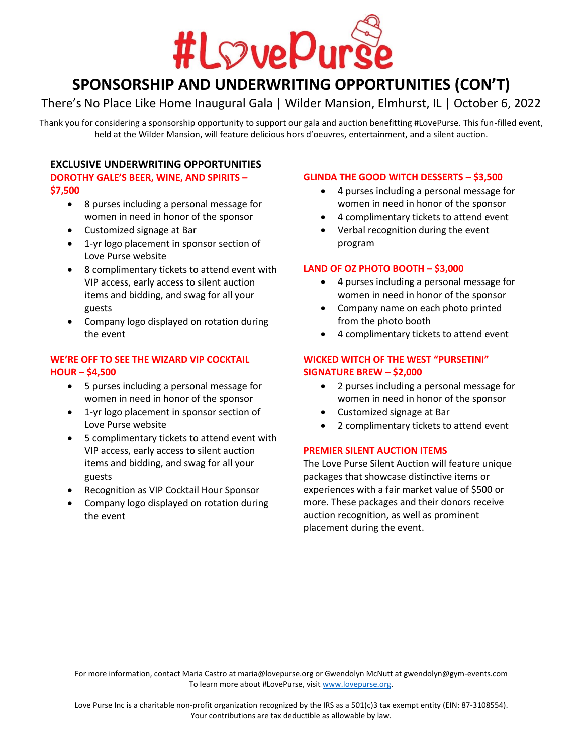# #LovePurse

## SPONSORSHIP AND UNDERWRITING OPPORTUNITIES (CON'T)

There's No Place Like Home Inaugural Gala | Wilder Mansion, Elmhurst, IL | October 6, 2022

Thank you for considering a sponsorship opportunity to support our gala and auction benefitting #LovePurse. This fun-filled event, held at the Wilder Mansion, will feature delicious hors d'oeuvres, entertainment, and a silent auction.

### EXCLUSIVE UNDERWRITING OPPORTUNITIES

**DOROTHY GALE'S BEER, WINE, AND SPIRITS – $7,500**

- 8 purses including a personal message for women in need in honor of the sponsor
- Customized signage at Bar
- 1-yr logo placement in sponsor section of Love Purse website
- 8 complimentary tickets to attend event with VIP access, early access to silent auction items and bidding, and swag for all your guests
- Company logo displayed on rotation during the event

**WE'RE OFF TO SEE THE WIZARD VIP COCKTAIL HOUR – $4,500**

- 5 purses including a personal message for women in need in honor of the sponsor
- 1-yr logo placement in sponsor section of Love Purse website
- 5 complimentary tickets to attend event with VIP access, early access to silent auction items and bidding, and swag for all your guests
- Recognition as VIP Cocktail Hour Sponsor
- Company logo displayed on rotation during the event

**GLINDA THE GOOD WITCH DESSERTS – $3,500**

- 4 purses including a personal message for women in need in honor of the sponsor
- 4 complimentary tickets to attend event
- Verbal recognition during the event program

**LAND OF OZ PHOTO BOOTH – $3,000**

- 4 purses including a personal message for women in need in honor of the sponsor
- Company name on each photo printed from the photo booth
- 4 complimentary tickets to attend event

**WICKED WITCH OF THE WEST "PURSETINI" SIGNATURE BREW – $2,000**

- 2 purses including a personal message for women in need in honor of the sponsor
- Customized signage at Bar
- 2 complimentary tickets to attend event

**PREMIER SILENT AUCTION ITEMS**

The Love Purse Silent Auction will feature unique packages that showcase distinctive items or experiences with a fair market value of $500 or more. These packages and their donors receive auction recognition, as well as prominent placement during the event.

For more information, contact Maria Castro at maria@lovepurse.org or Gwendolyn McNutt at gwendolyn@gym-events.com
To learn more about #LovePurse, visit www.lovepurse.org.

Love Purse Inc is a charitable non-profit organization recognized by the IRS as a 501(c)3 tax exempt entity (EIN: 87-3108554). Your contributions are tax deductible as allowable by law.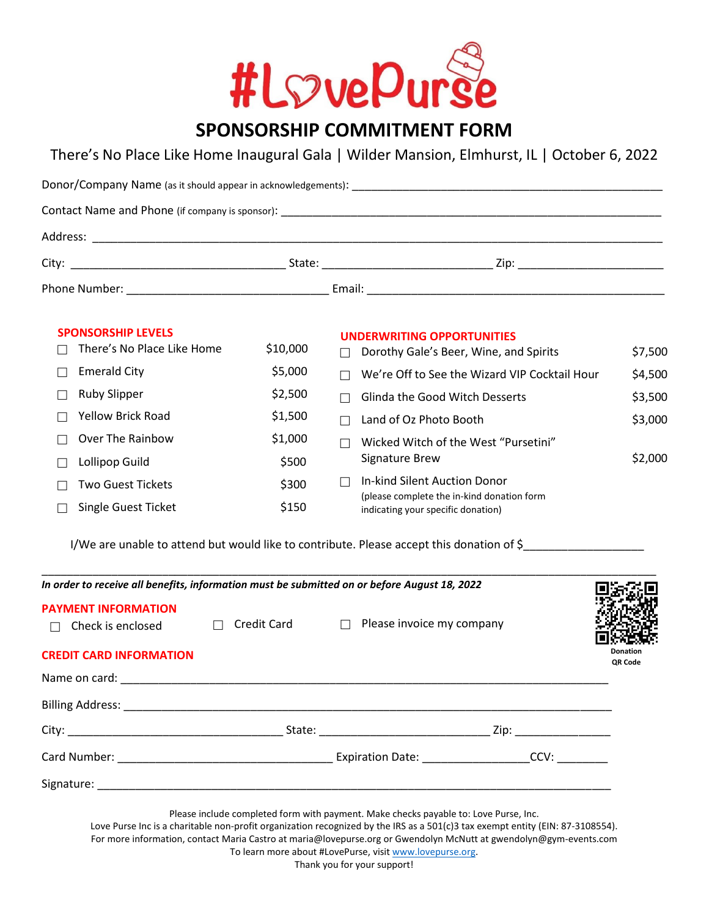# #LovePurse

## SPONSORSHIP COMMITMENT FORM

There's No Place Like Home Inaugural Gala | Wilder Mansion, Elmhurst, IL | October 6, 2022

Donor/Company Name (as it should appear in acknowledgements): ______________________________________________

Contact Name and Phone (if company is sponsor): ______________________________________________________

Address: ________________________________________________________________________________

City: ________________________________ State: __________________________ Zip: ______________________

Phone Number: ______________________________ Email: ______________________________________________

### SPONSORSHIP LEVELS

| | Level | Amount |
|---|---|---|
| ☐ | There's No Place Like Home | $10,000 |
| ☐ | Emerald City | $5,000 |
| ☐ | Ruby Slipper | $2,500 |
| ☐ | Yellow Brick Road | $1,500 |
| ☐ | Over The Rainbow | $1,000 |
| ☐ | Lollipop Guild | $500 |
| ☐ | Two Guest Tickets | $300 |
| ☐ | Single Guest Ticket | $150 |

### UNDERWRITING OPPORTUNITIES

| | Opportunity | Amount |
|---|---|---|
| ☐ | Dorothy Gale's Beer, Wine, and Spirits | $7,500 |
| ☐ | We're Off to See the Wizard VIP Cocktail Hour | $4,500 |
| ☐ | Glinda the Good Witch Desserts | $3,500 |
| ☐ | Land of Oz Photo Booth | $3,000 |
| ☐ | Wicked Witch of the West "Pursetini" Signature Brew | $2,000 |
| ☐ | In-kind Silent Auction Donor (please complete the in-kind donation form indicating your specific donation) | |

I/We are unable to attend but would like to contribute. Please accept this donation of $__________________

***In order to receive all benefits, information must be submitted on or before August 18, 2022***

### PAYMENT INFORMATION

☐ Check is enclosed ☐ Credit Card ☐ Please invoice my company

Donation QR Code

### CREDIT CARD INFORMATION

Name on card: ____________________________________________________________________________

Billing Address: __________________________________________________________________________

City: ________________________________ State: __________________________ Zip: _______________

Card Number: _________________________________ Expiration Date: ________________ CCV: ________

Signature: ________________________________________________________________________________

Please include completed form with payment. Make checks payable to: Love Purse, Inc.
Love Purse Inc is a charitable non-profit organization recognized by the IRS as a 501(c)3 tax exempt entity (EIN: 87-3108554).
For more information, contact Maria Castro at maria@lovepurse.org or Gwendolyn McNutt at gwendolyn@gym-events.com
To learn more about #LovePurse, visit www.lovepurse.org.
Thank you for your support!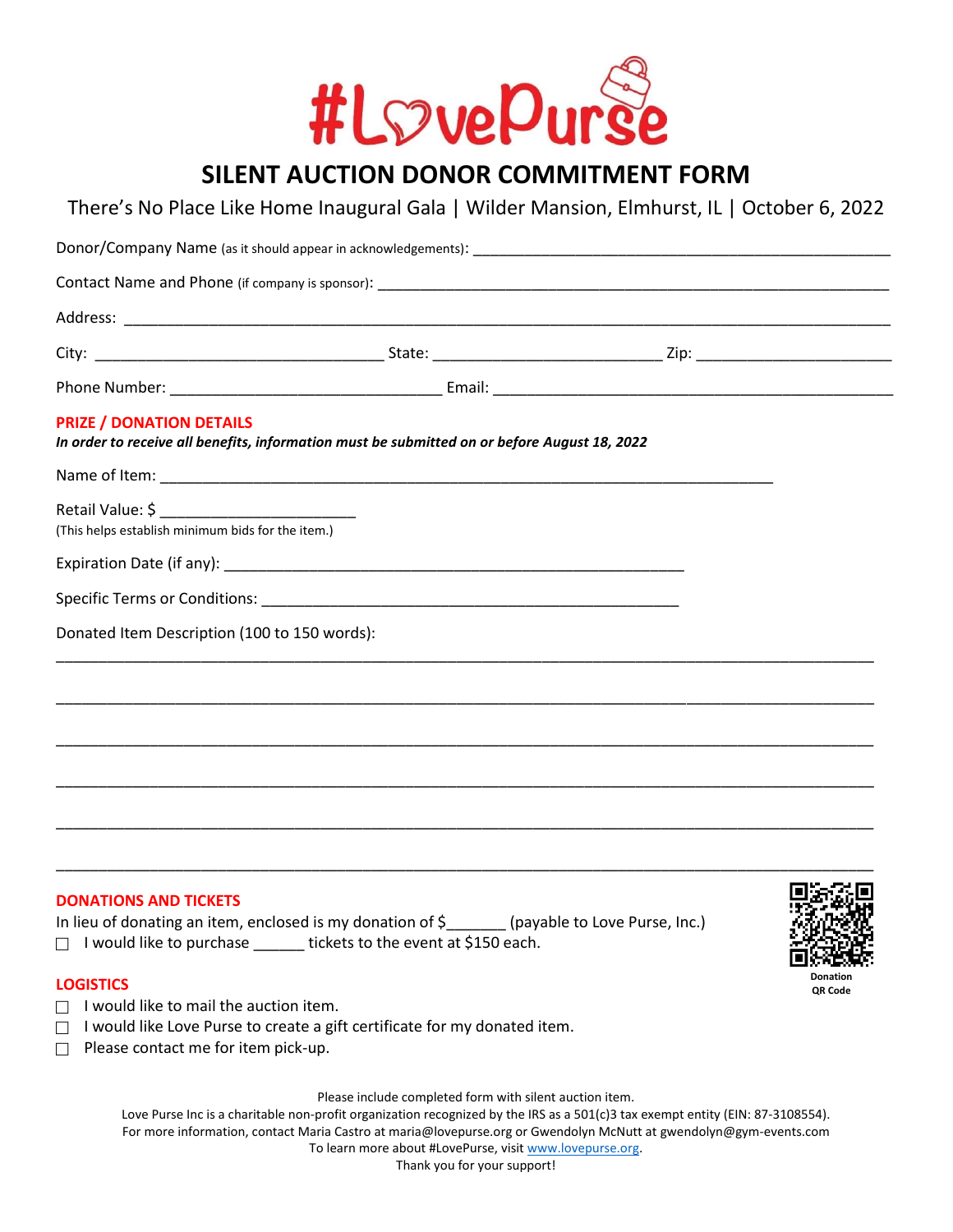# #LovePurse

## SILENT AUCTION DONOR COMMITMENT FORM

There's No Place Like Home Inaugural Gala | Wilder Mansion, Elmhurst, IL | October 6, 2022

Donor/Company Name (as it should appear in acknowledgements): ______________________________________________

Contact Name and Phone (if company is sponsor): ________________________________________________________

Address: ______________________________________________________________________________________

City: _________________________________ State: __________________________ Zip: ______________________

Phone Number: _______________________________ Email: ____________________________________________

### PRIZE / DONATION DETAILS

***In order to receive all benefits, information must be submitted on or before August 18, 2022***

Name of Item: ______________________________________________________________________

Retail Value: $ ______________________
(This helps establish minimum bids for the item.)

Expiration Date (if any): ____________________________________________________

Specific Terms or Conditions: _______________________________________________

Donated Item Description (100 to 150 words):

_____________________________________________________________________________________________

_____________________________________________________________________________________________

_____________________________________________________________________________________________

_____________________________________________________________________________________________

_____________________________________________________________________________________________

_____________________________________________________________________________________________

### DONATIONS AND TICKETS

In lieu of donating an item, enclosed is my donation of $_______ (payable to Love Purse, Inc.)

☐ I would like to purchase ______ tickets to the event at $150 each.

Donation QR Code

### LOGISTICS

☐ I would like to mail the auction item.
☐ I would like Love Purse to create a gift certificate for my donated item.
☐ Please contact me for item pick-up.

Please include completed form with silent auction item.
Love Purse Inc is a charitable non-profit organization recognized by the IRS as a 501(c)3 tax exempt entity (EIN: 87-3108554).
For more information, contact Maria Castro at maria@lovepurse.org or Gwendolyn McNutt at gwendolyn@gym-events.com
To learn more about #LovePurse, visit www.lovepurse.org.
Thank you for your support!